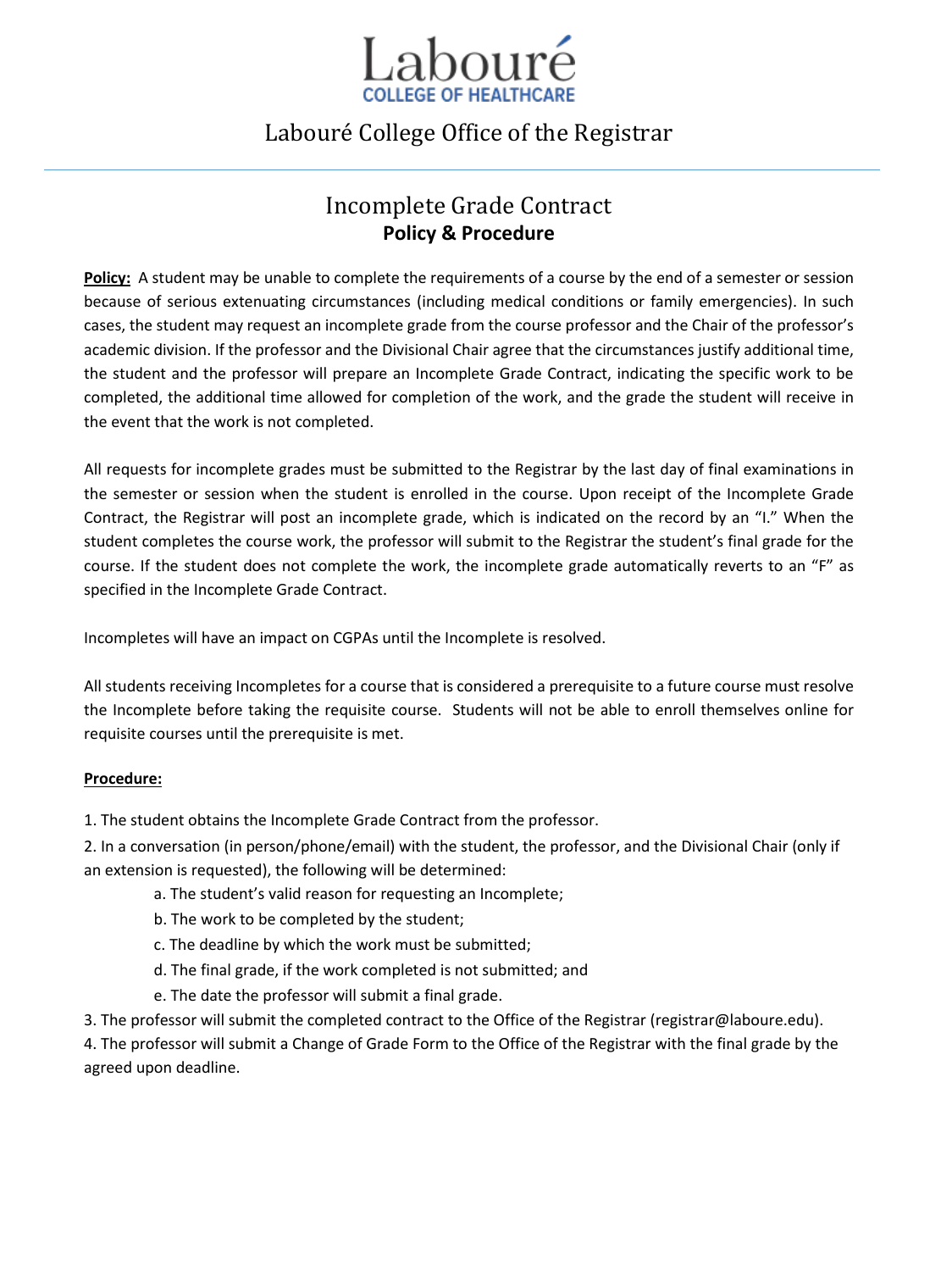# Labouré

COLLEGE OF HEALTHCARE

## Labouré College Office of the Registrar

## Incomplete Grade Contract
**Policy & Procedure**

**Policy:** A student may be unable to complete the requirements of a course by the end of a semester or session because of serious extenuating circumstances (including medical conditions or family emergencies). In such cases, the student may request an incomplete grade from the course professor and the Chair of the professor's academic division. If the professor and the Divisional Chair agree that the circumstances justify additional time, the student and the professor will prepare an Incomplete Grade Contract, indicating the specific work to be completed, the additional time allowed for completion of the work, and the grade the student will receive in the event that the work is not completed.

All requests for incomplete grades must be submitted to the Registrar by the last day of final examinations in the semester or session when the student is enrolled in the course. Upon receipt of the Incomplete Grade Contract, the Registrar will post an incomplete grade, which is indicated on the record by an "I." When the student completes the course work, the professor will submit to the Registrar the student's final grade for the course. If the student does not complete the work, the incomplete grade automatically reverts to an "F" as specified in the Incomplete Grade Contract.

Incompletes will have an impact on CGPAs until the Incomplete is resolved.

All students receiving Incompletes for a course that is considered a prerequisite to a future course must resolve the Incomplete before taking the requisite course. Students will not be able to enroll themselves online for requisite courses until the prerequisite is met.

**Procedure:**

1. The student obtains the Incomplete Grade Contract from the professor.
2. In a conversation (in person/phone/email) with the student, the professor, and the Divisional Chair (only if an extension is requested), the following will be determined:
    a. The student's valid reason for requesting an Incomplete;
    b. The work to be completed by the student;
    c. The deadline by which the work must be submitted;
    d. The final grade, if the work completed is not submitted; and
    e. The date the professor will submit a final grade.
3. The professor will submit the completed contract to the Office of the Registrar (registrar@laboure.edu).
4. The professor will submit a Change of Grade Form to the Office of the Registrar with the final grade by the agreed upon deadline.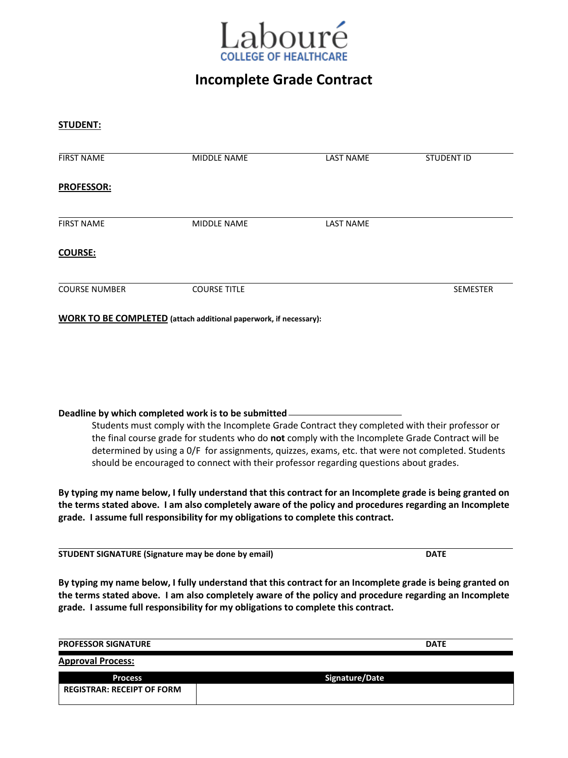Labouré
COLLEGE OF HEALTHCARE

# Incomplete Grade Contract

**STUDENT:**

| FIRST NAME | MIDDLE NAME | LAST NAME | STUDENT ID |
|---|---|---|---|

**PROFESSOR:**

| FIRST NAME | MIDDLE NAME | LAST NAME |
|---|---|---|

**COURSE:**

| COURSE NUMBER | COURSE TITLE | SEMESTER |
|---|---|---|

**WORK TO BE COMPLETED (attach additional paperwork, if necessary):**

**Deadline by which completed work is to be submitted** \_\_\_\_\_\_\_\_\_\_\_\_\_\_\_\_\_\_\_\_\_\_\_\_

Students must comply with the Incomplete Grade Contract they completed with their professor or the final course grade for students who do **not** comply with the Incomplete Grade Contract will be determined by using a 0/F for assignments, quizzes, exams, etc. that were not completed. Students should be encouraged to connect with their professor regarding questions about grades.

**By typing my name below, I fully understand that this contract for an Incomplete grade is being granted on the terms stated above. I am also completely aware of the policy and procedures regarding an Incomplete grade. I assume full responsibility for my obligations to complete this contract.**

**STUDENT SIGNATURE (Signature may be done by email)** **DATE**

**By typing my name below, I fully understand that this contract for an Incomplete grade is being granted on the terms stated above. I am also completely aware of the policy and procedure regarding an Incomplete grade. I assume full responsibility for my obligations to complete this contract.**

**PROFESSOR SIGNATURE** **DATE**

**Approval Process:**

| Process | Signature/Date |
|---|---|
| **REGISTRAR: RECEIPT OF FORM** | |